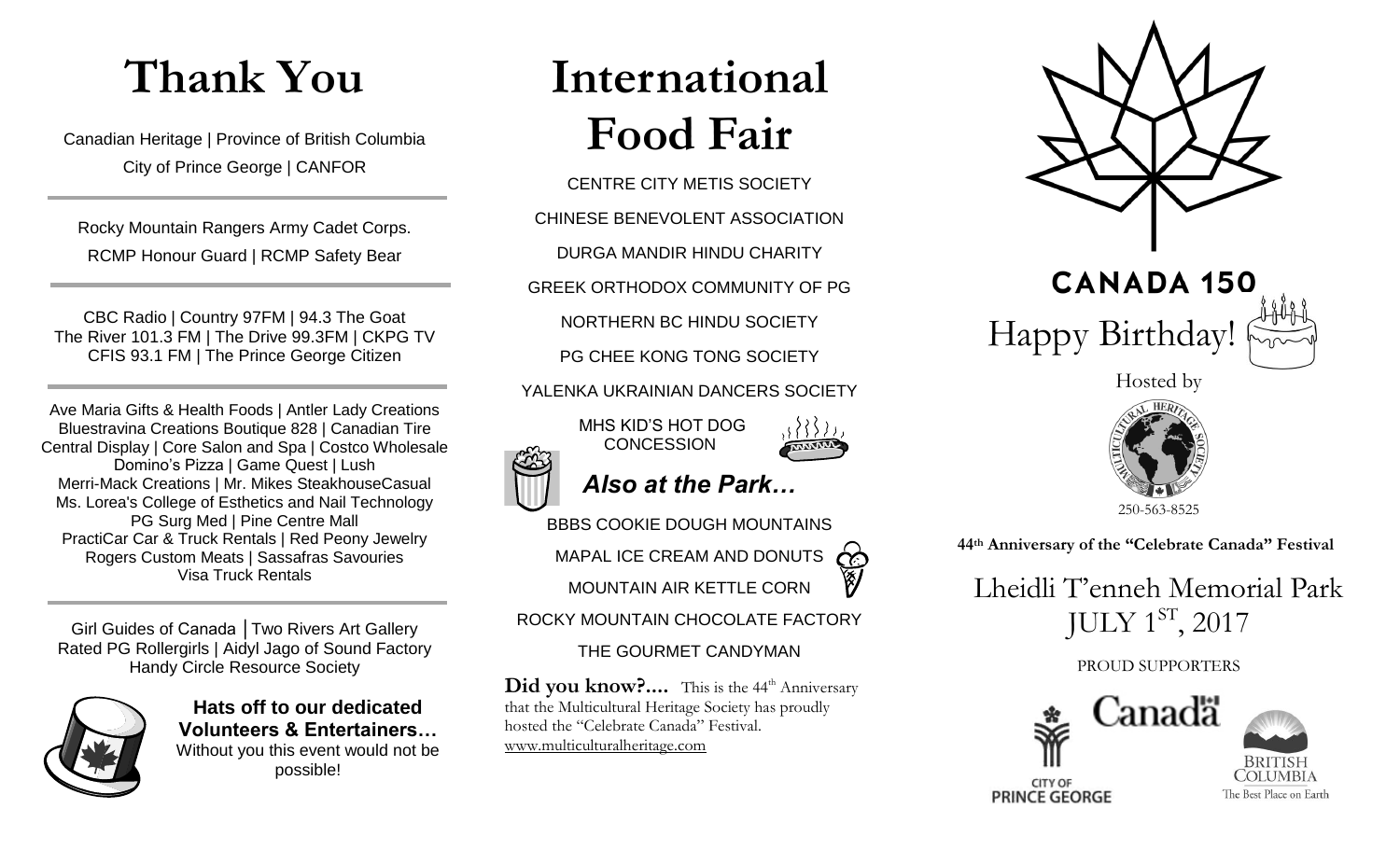# Thank You

Canadian Heritage | Province of British Columbia
City of Prince George | CANFOR

---

Rocky Mountain Rangers Army Cadet Corps.
RCMP Honour Guard | RCMP Safety Bear

---

CBC Radio | Country 97FM | 94.3 The Goat
The River 101.3 FM | The Drive 99.3FM | CKPG TV
CFIS 93.1 FM | The Prince George Citizen

---

Ave Maria Gifts & Health Foods | Antler Lady Creations
Bluestravina Creations Boutique 828 | Canadian Tire
Central Display | Core Salon and Spa | Costco Wholesale
Domino's Pizza | Game Quest | Lush
Merri-Mack Creations | Mr. Mikes SteakhouseCasual
Ms. Lorea's College of Esthetics and Nail Technology
PG Surg Med | Pine Centre Mall
PractiCar Car & Truck Rentals | Red Peony Jewelry
Rogers Custom Meats | Sassafras Savouries
Visa Truck Rentals

---

Girl Guides of Canada │Two Rivers Art Gallery
Rated PG Rollergirls | Aidyl Jago of Sound Factory
Handy Circle Resource Society

**Hats off to our dedicated Volunteers & Entertainers…**
Without you this event would not be possible!

# International Food Fair

CENTRE CITY METIS SOCIETY

CHINESE BENEVOLENT ASSOCIATION

DURGA MANDIR HINDU CHARITY

GREEK ORTHODOX COMMUNITY OF PG

NORTHERN BC HINDU SOCIETY

PG CHEE KONG TONG SOCIETY

YALENKA UKRAINIAN DANCERS SOCIETY

MHS KID'S HOT DOG CONCESSION

## *Also at the Park…*

BBBS COOKIE DOUGH MOUNTAINS

MAPAL ICE CREAM AND DONUTS

MOUNTAIN AIR KETTLE CORN

ROCKY MOUNTAIN CHOCOLATE FACTORY

THE GOURMET CANDYMAN

**Did you know?....** This is the 44th Anniversary that the Multicultural Heritage Society has proudly hosted the "Celebrate Canada" Festival.
www.multiculturalheritage.com

# CANADA 150

## Happy Birthday!

Hosted by

MULTICULTURAL HERITAGE SOCIETY

250-563-8525

**44th Anniversary of the "Celebrate Canada" Festival**

## Lheidli T'enneh Memorial Park
## JULY 1ST, 2017

PROUD SUPPORTERS

Canada

CITY OF PRINCE GEORGE

BRITISH COLUMBIA
The Best Place on Earth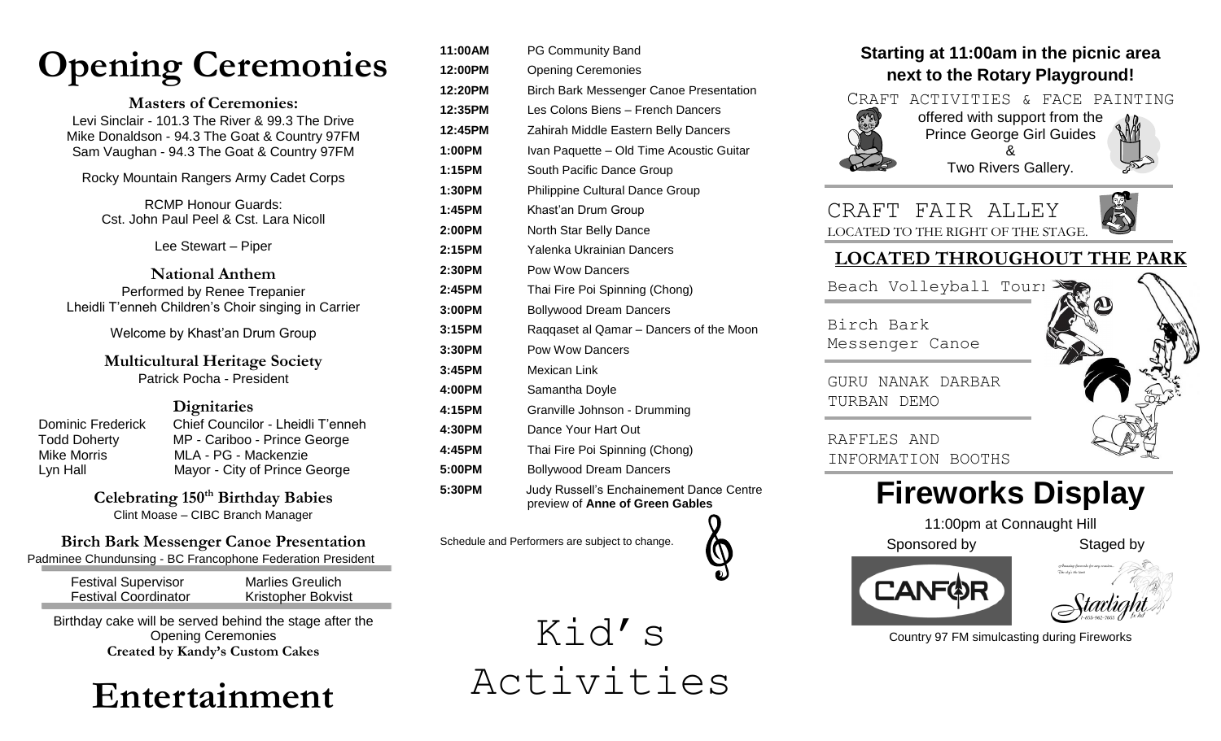# Opening Ceremonies

**Masters of Ceremonies:**

Levi Sinclair - 101.3 The River & 99.3 The Drive
Mike Donaldson - 94.3 The Goat & Country 97FM
Sam Vaughan - 94.3 The Goat & Country 97FM

Rocky Mountain Rangers Army Cadet Corps

RCMP Honour Guards:
Cst. John Paul Peel & Cst. Lara Nicoll

Lee Stewart – Piper

**National Anthem**

Performed by Renee Trepanier
Lheidli T'enneh Children's Choir singing in Carrier

Welcome by Khast'an Drum Group

**Multicultural Heritage Society**

Patrick Pocha - President

**Dignitaries**

| | |
|---|---|
| Dominic Frederick | Chief Councilor - Lheidli T'enneh |
| Todd Doherty | MP - Cariboo - Prince George |
| Mike Morris | MLA - PG - Mackenzie |
| Lyn Hall | Mayor - City of Prince George |

**Celebrating 150th Birthday Babies**

Clint Moase – CIBC Branch Manager

**Birch Bark Messenger Canoe Presentation**

Padminee Chundunsing - BC Francophone Federation President

| | |
|---|---|
| Festival Supervisor | Marlies Greulich |
| Festival Coordinator | Kristopher Bokvist |

Birthday cake will be served behind the stage after the Opening Ceremonies
**Created by Kandy's Custom Cakes**

# Entertainment

| | |
|---|---|
| **11:00AM** | PG Community Band |
| **12:00PM** | Opening Ceremonies |
| **12:20PM** | Birch Bark Messenger Canoe Presentation |
| **12:35PM** | Les Colons Biens – French Dancers |
| **12:45PM** | Zahirah Middle Eastern Belly Dancers |
| **1:00PM** | Ivan Paquette – Old Time Acoustic Guitar |
| **1:15PM** | South Pacific Dance Group |
| **1:30PM** | Philippine Cultural Dance Group |
| **1:45PM** | Khast'an Drum Group |
| **2:00PM** | North Star Belly Dance |
| **2:15PM** | Yalenka Ukrainian Dancers |
| **2:30PM** | Pow Wow Dancers |
| **2:45PM** | Thai Fire Poi Spinning (Chong) |
| **3:00PM** | Bollywood Dream Dancers |
| **3:15PM** | Raqqaset al Qamar – Dancers of the Moon |
| **3:30PM** | Pow Wow Dancers |
| **3:45PM** | Mexican Link |
| **4:00PM** | Samantha Doyle |
| **4:15PM** | Granville Johnson - Drumming |
| **4:30PM** | Dance Your Hart Out |
| **4:45PM** | Thai Fire Poi Spinning (Chong) |
| **5:00PM** | Bollywood Dream Dancers |
| **5:30PM** | Judy Russell's Enchainement Dance Centre preview of **Anne of Green Gables** |

Schedule and Performers are subject to change.

# Kid's Activities

**Starting at 11:00am in the picnic area next to the Rotary Playground!**

CRAFT ACTIVITIES & FACE PAINTING
offered with support from the Prince George Girl Guides & Two Rivers Gallery.

CRAFT FAIR ALLEY
LOCATED TO THE RIGHT OF THE STAGE.

**LOCATED THROUGHOUT THE PARK**

Beach Volleyball Tourn

Birch Bark Messenger Canoe

GURU NANAK DARBAR TURBAN DEMO

RAFFLES AND INFORMATION BOOTHS

# Fireworks Display

11:00pm at Connaught Hill

Sponsored by CANFOR

Staged by Starlight

Country 97 FM simulcasting during Fireworks